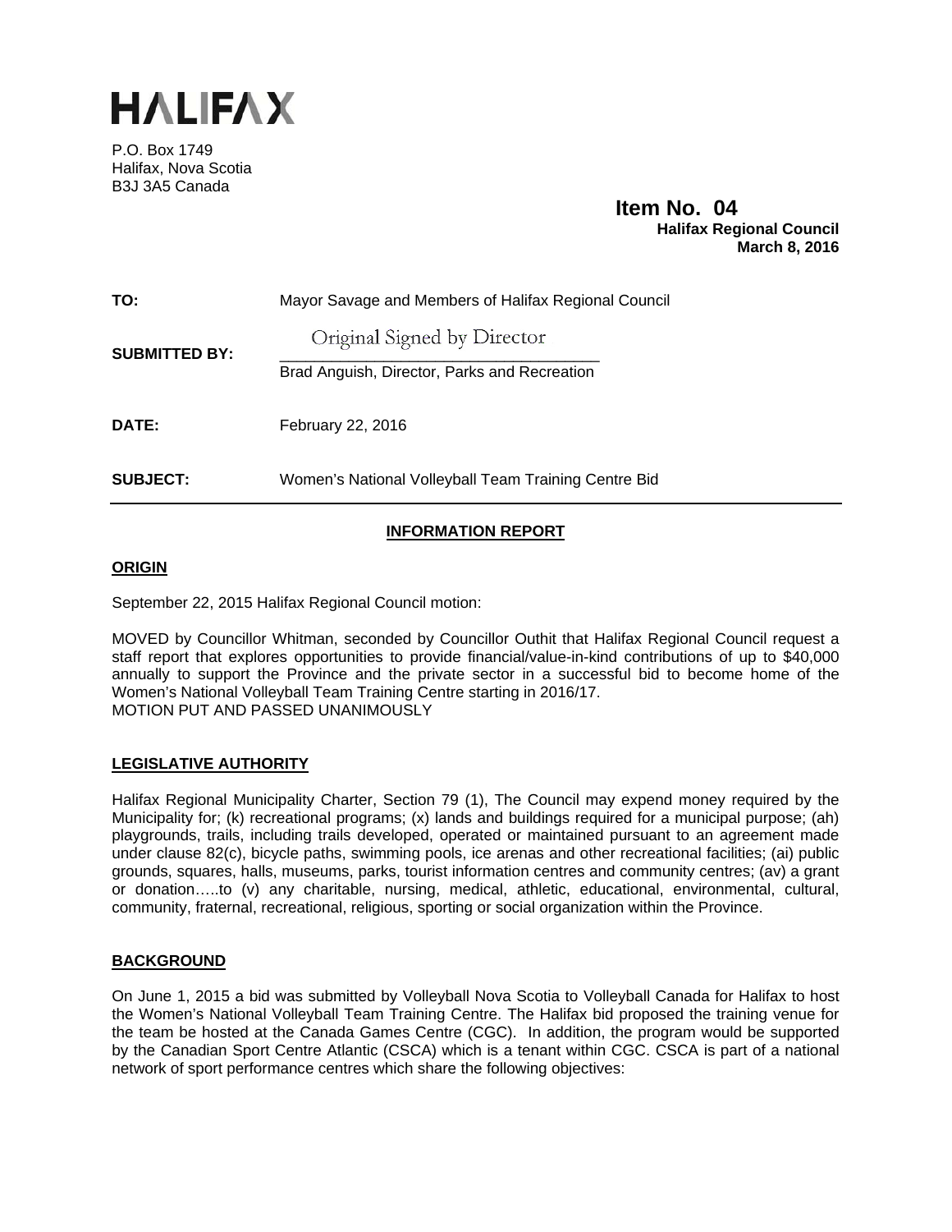# HALIFAX

P.O. Box 1749
Halifax, Nova Scotia
B3J 3A5 Canada

**Item No. 04**
**Halifax Regional Council**
**March 8, 2016**

| | |
|---|---|
| **TO:** | Mayor Savage and Members of Halifax Regional Council |
| **SUBMITTED BY:** | Original Signed by Director<br>Brad Anguish, Director, Parks and Recreation |
| **DATE:** | February 22, 2016 |
| **SUBJECT:** | Women's National Volleyball Team Training Centre Bid |

## INFORMATION REPORT

### ORIGIN

September 22, 2015 Halifax Regional Council motion:

MOVED by Councillor Whitman, seconded by Councillor Outhit that Halifax Regional Council request a staff report that explores opportunities to provide financial/value-in-kind contributions of up to $40,000 annually to support the Province and the private sector in a successful bid to become home of the Women's National Volleyball Team Training Centre starting in 2016/17.
MOTION PUT AND PASSED UNANIMOUSLY

### LEGISLATIVE AUTHORITY

Halifax Regional Municipality Charter, Section 79 (1), The Council may expend money required by the Municipality for; (k) recreational programs; (x) lands and buildings required for a municipal purpose; (ah) playgrounds, trails, including trails developed, operated or maintained pursuant to an agreement made under clause 82(c), bicycle paths, swimming pools, ice arenas and other recreational facilities; (ai) public grounds, squares, halls, museums, parks, tourist information centres and community centres; (av) a grant or donation…..to (v) any charitable, nursing, medical, athletic, educational, environmental, cultural, community, fraternal, recreational, religious, sporting or social organization within the Province.

### BACKGROUND

On June 1, 2015 a bid was submitted by Volleyball Nova Scotia to Volleyball Canada for Halifax to host the Women's National Volleyball Team Training Centre. The Halifax bid proposed the training venue for the team be hosted at the Canada Games Centre (CGC). In addition, the program would be supported by the Canadian Sport Centre Atlantic (CSCA) which is a tenant within CGC. CSCA is part of a national network of sport performance centres which share the following objectives: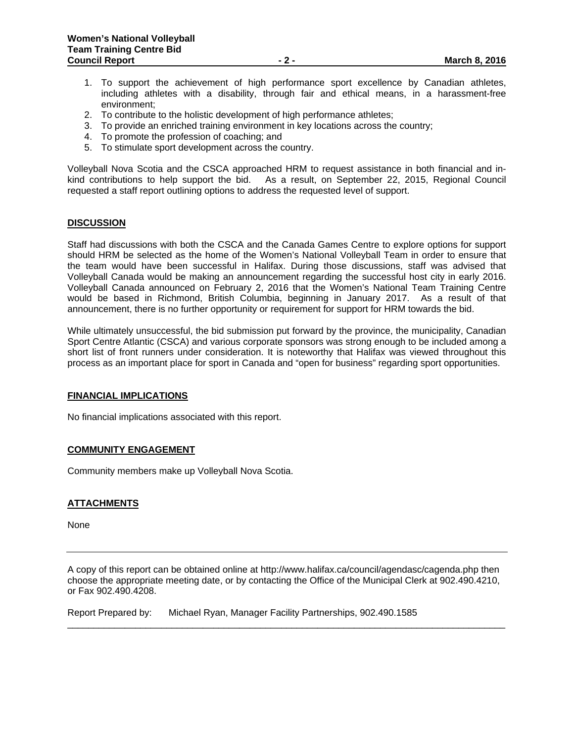1. To support the achievement of high performance sport excellence by Canadian athletes, including athletes with a disability, through fair and ethical means, in a harassment-free environment;
2. To contribute to the holistic development of high performance athletes;
3. To provide an enriched training environment in key locations across the country;
4. To promote the profession of coaching; and
5. To stimulate sport development across the country.

Volleyball Nova Scotia and the CSCA approached HRM to request assistance in both financial and in-kind contributions to help support the bid. As a result, on September 22, 2015, Regional Council requested a staff report outlining options to address the requested level of support.

## DISCUSSION

Staff had discussions with both the CSCA and the Canada Games Centre to explore options for support should HRM be selected as the home of the Women's National Volleyball Team in order to ensure that the team would have been successful in Halifax. During those discussions, staff was advised that Volleyball Canada would be making an announcement regarding the successful host city in early 2016. Volleyball Canada announced on February 2, 2016 that the Women's National Team Training Centre would be based in Richmond, British Columbia, beginning in January 2017. As a result of that announcement, there is no further opportunity or requirement for support for HRM towards the bid.

While ultimately unsuccessful, the bid submission put forward by the province, the municipality, Canadian Sport Centre Atlantic (CSCA) and various corporate sponsors was strong enough to be included among a short list of front runners under consideration. It is noteworthy that Halifax was viewed throughout this process as an important place for sport in Canada and "open for business" regarding sport opportunities.

## FINANCIAL IMPLICATIONS

No financial implications associated with this report.

## COMMUNITY ENGAGEMENT

Community members make up Volleyball Nova Scotia.

## ATTACHMENTS

None

---

A copy of this report can be obtained online at http://www.halifax.ca/council/agendasc/cagenda.php then choose the appropriate meeting date, or by contacting the Office of the Municipal Clerk at 902.490.4210, or Fax 902.490.4208.

Report Prepared by: Michael Ryan, Manager Facility Partnerships, 902.490.1585